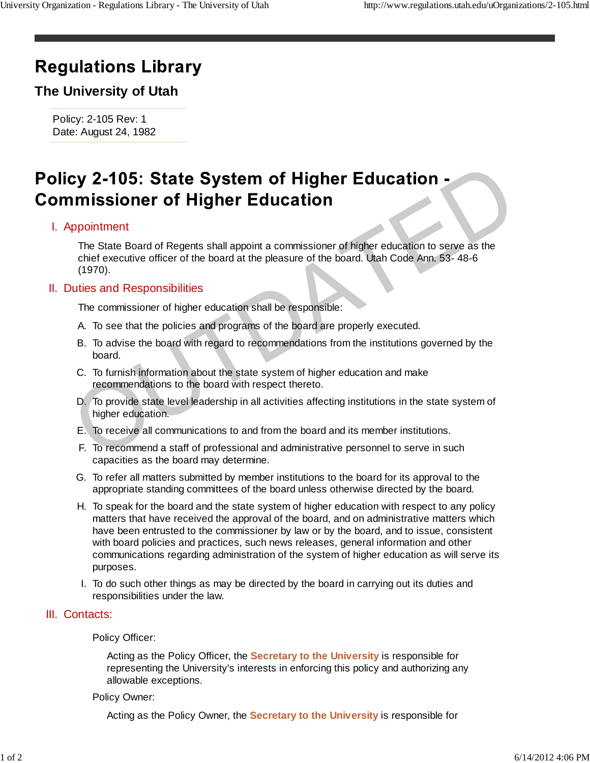# Regulations Library

## The University of Utah

Policy: 2-105 Rev: 1
Date: August 24, 1982

# Policy 2-105: State System of Higher Education - Commissioner of Higher Education

## I. Appointment

The State Board of Regents shall appoint a commissioner of higher education to serve as the chief executive officer of the board at the pleasure of the board. Utah Code Ann. 53- 48-6 (1970).

## II. Duties and Responsibilities

The commissioner of higher education shall be responsible:

A. To see that the policies and programs of the board are properly executed.

B. To advise the board with regard to recommendations from the institutions governed by the board.

C. To furnish information about the state system of higher education and make recommendations to the board with respect thereto.

D. To provide state level leadership in all activities affecting institutions in the state system of higher education.

E. To receive all communications to and from the board and its member institutions.

F. To recommend a staff of professional and administrative personnel to serve in such capacities as the board may determine.

G. To refer all matters submitted by member institutions to the board for its approval to the appropriate standing committees of the board unless otherwise directed by the board.

H. To speak for the board and the state system of higher education with respect to any policy matters that have received the approval of the board, and on administrative matters which have been entrusted to the commissioner by law or by the board, and to issue, consistent with board policies and practices, such news releases, general information and other communications regarding administration of the system of higher education as will serve its purposes.

I. To do such other things as may be directed by the board in carrying out its duties and responsibilities under the law.

## III. Contacts:

Policy Officer:

Acting as the Policy Officer, the **Secretary to the University** is responsible for representing the University's interests in enforcing this policy and authorizing any allowable exceptions.

Policy Owner:

Acting as the Policy Owner, the **Secretary to the University** is responsible for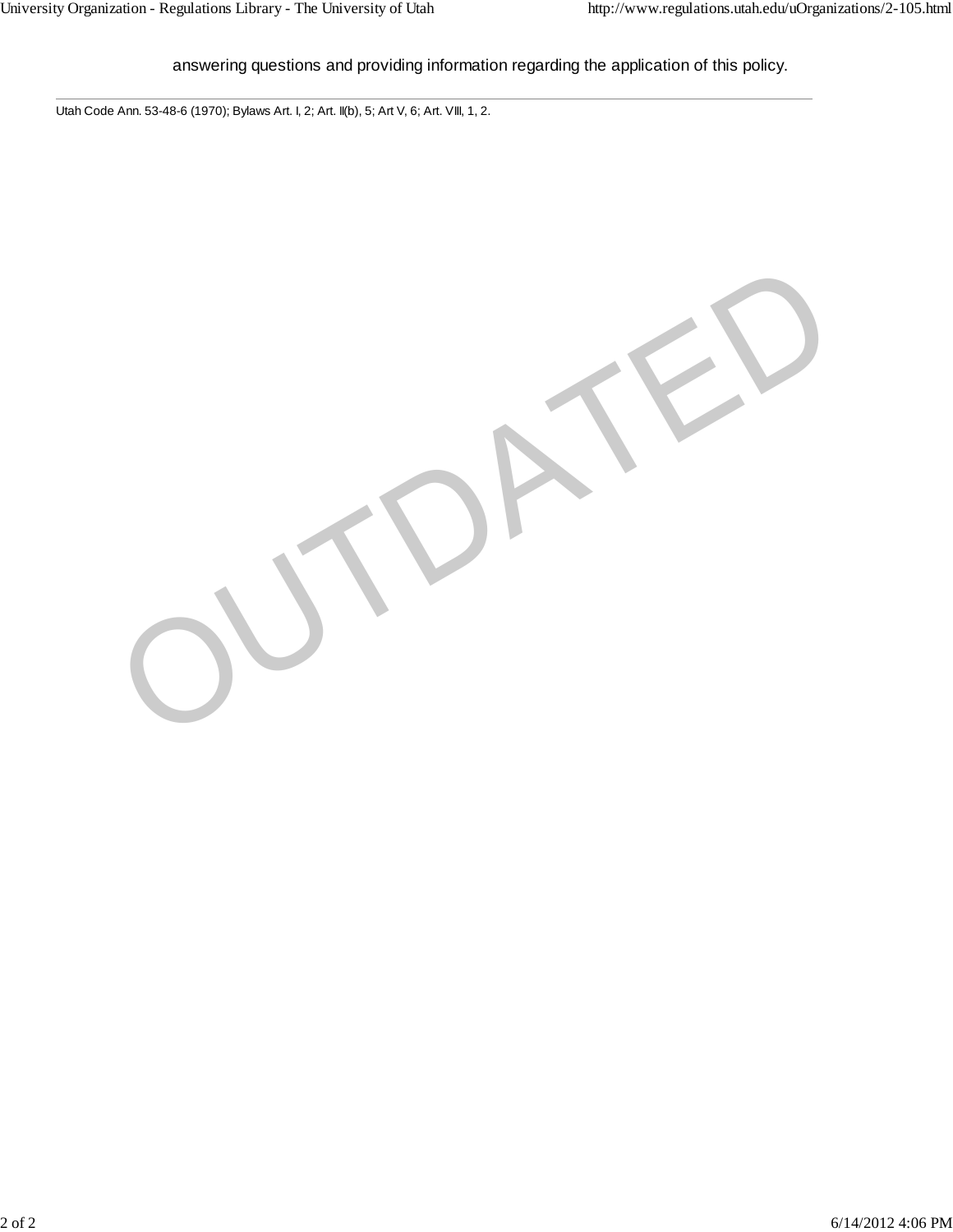answering questions and providing information regarding the application of this policy.

---

Utah Code Ann. 53-48-6 (1970); Bylaws Art. I, 2; Art. II(b), 5; Art V, 6; Art. VIII, 1, 2.